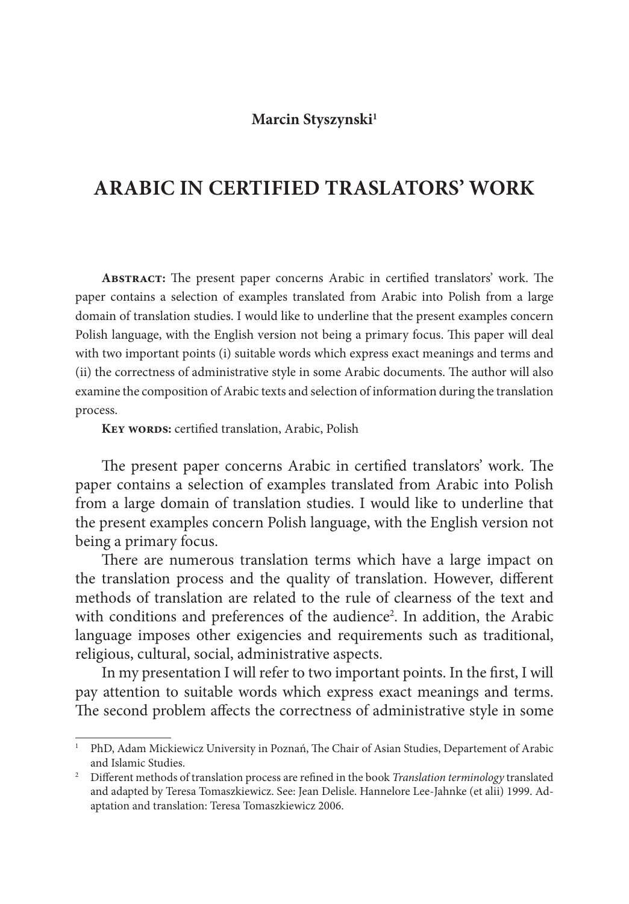**Marcin Styszynski**[1]

# ARABIC IN CERTIFIED TRASLATORS' WORK

**Abstract:** The present paper concerns Arabic in certified translators' work. The paper contains a selection of examples translated from Arabic into Polish from a large domain of translation studies. I would like to underline that the present examples concern Polish language, with the English version not being a primary focus. This paper will deal with two important points (i) suitable words which express exact meanings and terms and (ii) the correctness of administrative style in some Arabic documents. The author will also examine the composition of Arabic texts and selection of information during the translation process.

**Key words:** certified translation, Arabic, Polish

The present paper concerns Arabic in certified translators' work. The paper contains a selection of examples translated from Arabic into Polish from a large domain of translation studies. I would like to underline that the present examples concern Polish language, with the English version not being a primary focus.

There are numerous translation terms which have a large impact on the translation process and the quality of translation. However, different methods of translation are related to the rule of clearness of the text and with conditions and preferences of the audience[2]. In addition, the Arabic language imposes other exigencies and requirements such as traditional, religious, cultural, social, administrative aspects.

In my presentation I will refer to two important points. In the first, I will pay attention to suitable words which express exact meanings and terms. The second problem affects the correctness of administrative style in some

---

[1] PhD, Adam Mickiewicz University in Poznań, The Chair of Asian Studies, Departement of Arabic and Islamic Studies.

[2] Different methods of translation process are refined in the book *Translation terminology* translated and adapted by Teresa Tomaszkiewicz. See: Jean Delisle. Hannelore Lee-Jahnke (et alii) 1999. Adaptation and translation: Teresa Tomaszkiewicz 2006.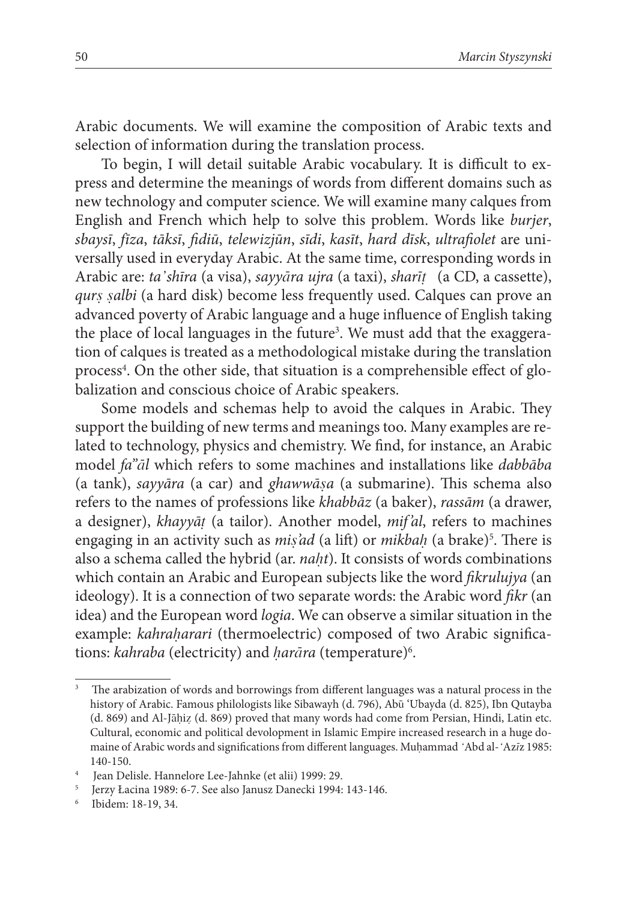Arabic documents. We will examine the composition of Arabic texts and selection of information during the translation process.

To begin, I will detail suitable Arabic vocabulary. It is difficult to express and determine the meanings of words from different domains such as new technology and computer science. We will examine many calques from English and French which help to solve this problem. Words like *burjer*, *sbaysī*, *fīza*, *tāksī*, *fidiū*, *telewizjūn*, *sīdi*, *kasīt*, *hard dīsk*, *ultrafiolet* are universally used in everyday Arabic. At the same time, corresponding words in Arabic are: *ta'shīra* (a visa), *sayyāra ujra* (a taxi), *sharīṭ* (a CD, a cassette), *qurṣ ṣalbi* (a hard disk) become less frequently used. Calques can prove an advanced poverty of Arabic language and a huge influence of English taking the place of local languages in the future[3]. We must add that the exaggeration of calques is treated as a methodological mistake during the translation process[4]. On the other side, that situation is a comprehensible effect of globalization and conscious choice of Arabic speakers.

Some models and schemas help to avoid the calques in Arabic. They support the building of new terms and meanings too. Many examples are related to technology, physics and chemistry. We find, for instance, an Arabic model *fa''āl* which refers to some machines and installations like *dabbāba* (a tank), *sayyāra* (a car) and *ghawwāṣa* (a submarine). This schema also refers to the names of professions like *khabbāz* (a baker), *rassām* (a drawer, a designer), *khayyāṭ* (a tailor). Another model, *mif'al*, refers to machines engaging in an activity such as *miṣ'ad* (a lift) or *mikbaḥ* (a brake)[5]. There is also a schema called the hybrid (ar. *naḥt*). It consists of words combinations which contain an Arabic and European subjects like the word *fikrulujya* (an ideology). It is a connection of two separate words: the Arabic word *fikr* (an idea) and the European word *logia*. We can observe a similar situation in the example: *kahraḥarari* (thermoelectric) composed of two Arabic significations: *kahraba* (electricity) and *ḥarāra* (temperature)[6].

---

[3] The arabization of words and borrowings from different languages was a natural process in the history of Arabic. Famous philologists like Sibawayh (d. 796), Abū 'Ubayda (d. 825), Ibn Qutayba (d. 869) and Al-Jāḥiẓ (d. 869) proved that many words had come from Persian, Hindi, Latin etc. Cultural, economic and political devolopment in Islamic Empire increased research in a huge domaine of Arabic words and significations from different languages. Muḥammad 'Abd al-'Azīz 1985: 140-150.

[4] Jean Delisle. Hannelore Lee-Jahnke (et alii) 1999: 29.

[5] Jerzy Łacina 1989: 6-7. See also Janusz Danecki 1994: 143-146.

[6] Ibidem: 18-19, 34.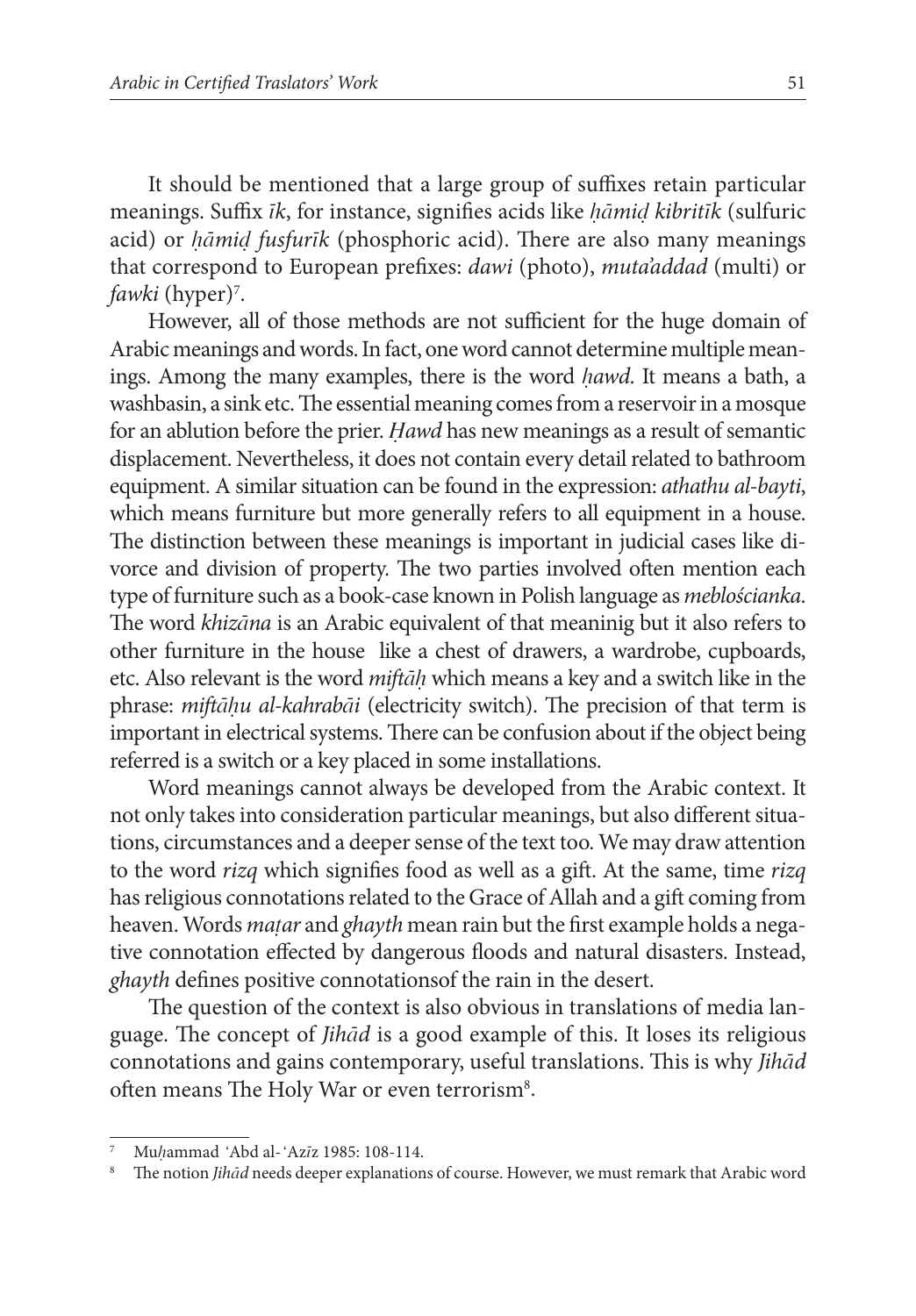It should be mentioned that a large group of suffixes retain particular meanings. Suffix *īk*, for instance, signifies acids like *ḥāmiḍ kibritīk* (sulfuric acid) or *ḥāmiḍ fusfurīk* (phosphoric acid). There are also many meanings that correspond to European prefixes: *dawi* (photo), *muta'addad* (multi) or *fawki* (hyper)[7].

However, all of those methods are not sufficient for the huge domain of Arabic meanings and words. In fact, one word cannot determine multiple meanings. Among the many examples, there is the word *ḥawd*. It means a bath, a washbasin, a sink etc. The essential meaning comes from a reservoir in a mosque for an ablution before the prier. *Ḥawd* has new meanings as a result of semantic displacement. Nevertheless, it does not contain every detail related to bathroom equipment. A similar situation can be found in the expression: *athathu al-bayti*, which means furniture but more generally refers to all equipment in a house. The distinction between these meanings is important in judicial cases like divorce and division of property. The two parties involved often mention each type of furniture such as a book-case known in Polish language as *meblościanka*. The word *khizāna* is an Arabic equivalent of that meaninig but it also refers to other furniture in the house like a chest of drawers, a wardrobe, cupboards, etc. Also relevant is the word *miftāḥ* which means a key and a switch like in the phrase: *miftāḥu al-kahrabāi* (electricity switch). The precision of that term is important in electrical systems. There can be confusion about if the object being referred is a switch or a key placed in some installations.

Word meanings cannot always be developed from the Arabic context. It not only takes into consideration particular meanings, but also different situations, circumstances and a deeper sense of the text too. We may draw attention to the word *rizq* which signifies food as well as a gift. At the same, time *rizq* has religious connotations related to the Grace of Allah and a gift coming from heaven. Words *maṭar* and *ghayth* mean rain but the first example holds a negative connotation effected by dangerous floods and natural disasters. Instead, *ghayth* defines positive connotationsof the rain in the desert.

The question of the context is also obvious in translations of media language. The concept of *Jihād* is a good example of this. It loses its religious connotations and gains contemporary, useful translations. This is why *Jihād* often means The Holy War or even terrorism[8].

---

[7] Muḥammad ʻAbd al-ʻAzīz 1985: 108-114.

[8] The notion *Jihād* needs deeper explanations of course. However, we must remark that Arabic word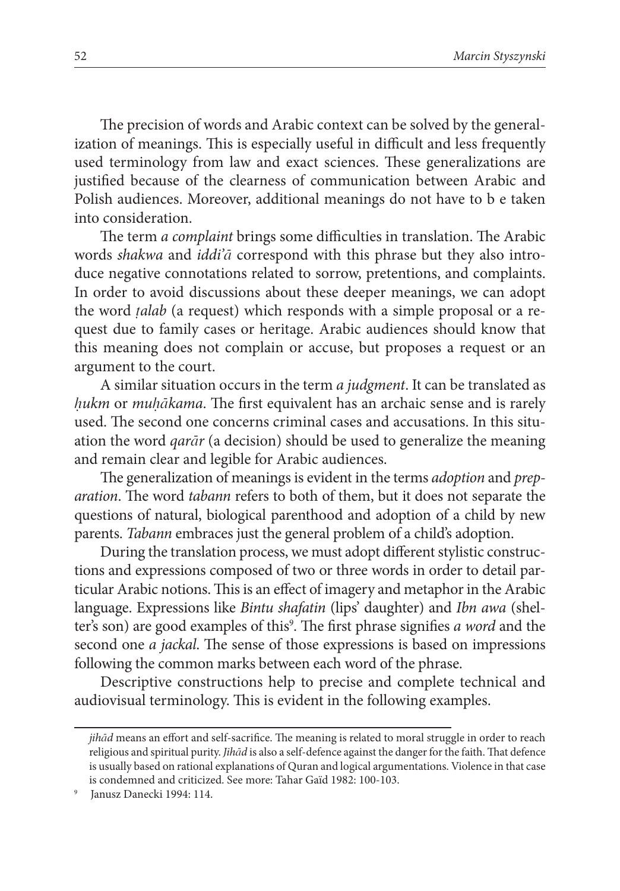The precision of words and Arabic context can be solved by the generalization of meanings. This is especially useful in difficult and less frequently used terminology from law and exact sciences. These generalizations are justified because of the clearness of communication between Arabic and Polish audiences. Moreover, additional meanings do not have to b e taken into consideration.

The term *a complaint* brings some difficulties in translation. The Arabic words *shakwa* and *iddi'ā* correspond with this phrase but they also introduce negative connotations related to sorrow, pretentions, and complaints. In order to avoid discussions about these deeper meanings, we can adopt the word *ṭalab* (a request) which responds with a simple proposal or a request due to family cases or heritage. Arabic audiences should know that this meaning does not complain or accuse, but proposes a request or an argument to the court.

A similar situation occurs in the term *a judgment*. It can be translated as *ḥukm* or *muḥākama*. The first equivalent has an archaic sense and is rarely used. The second one concerns criminal cases and accusations. In this situation the word *qarār* (a decision) should be used to generalize the meaning and remain clear and legible for Arabic audiences.

The generalization of meanings is evident in the terms *adoption* and *preparation*. The word *tabann* refers to both of them, but it does not separate the questions of natural, biological parenthood and adoption of a child by new parents. *Tabann* embraces just the general problem of a child's adoption.

During the translation process, we must adopt different stylistic constructions and expressions composed of two or three words in order to detail particular Arabic notions. This is an effect of imagery and metaphor in the Arabic language. Expressions like *Bintu shafatin* (lips' daughter) and *Ibn awa* (shelter's son) are good examples of this[9]. The first phrase signifies *a word* and the second one *a jackal*. The sense of those expressions is based on impressions following the common marks between each word of the phrase.

Descriptive constructions help to precise and complete technical and audiovisual terminology. This is evident in the following examples.

---

*jihād* means an effort and self-sacrifice. The meaning is related to moral struggle in order to reach religious and spiritual purity. *Jihād* is also a self-defence against the danger for the faith. That defence is usually based on rational explanations of Quran and logical argumentations. Violence in that case is condemned and criticized. See more: Tahar Gaïd 1982: 100-103.

[9] Janusz Danecki 1994: 114.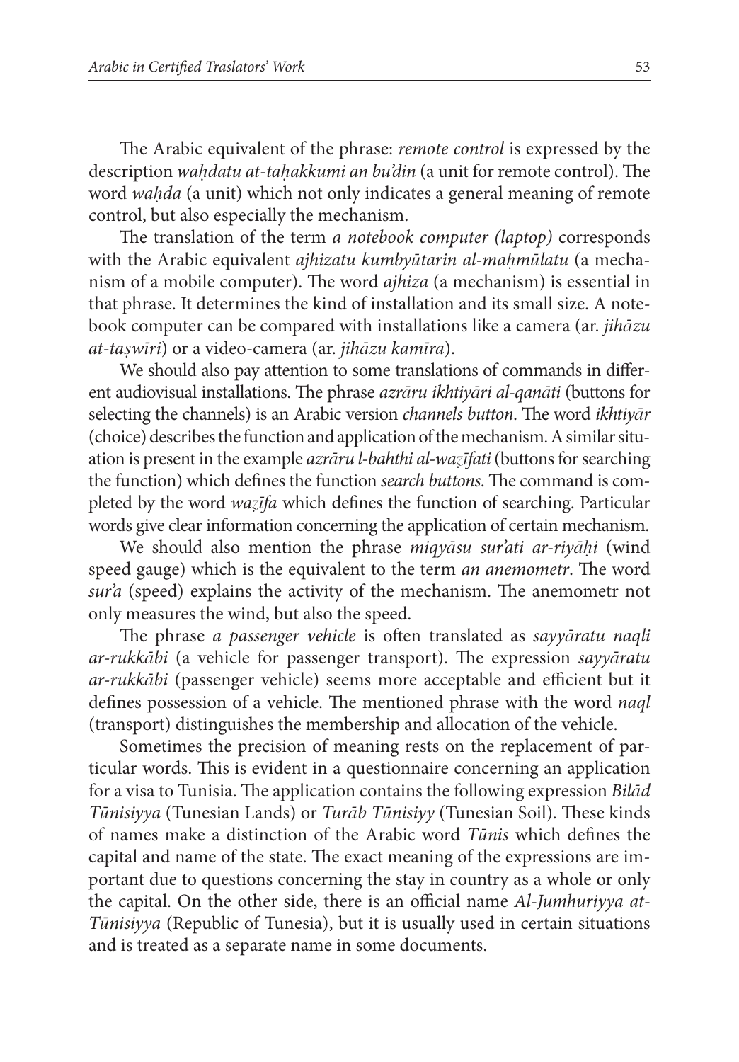The Arabic equivalent of the phrase: *remote control* is expressed by the description *waḥdatu at-taḥakkumi an bu'din* (a unit for remote control). The word *waḥda* (a unit) which not only indicates a general meaning of remote control, but also especially the mechanism.

The translation of the term *a notebook computer (laptop)* corresponds with the Arabic equivalent *ajhizatu kumbyūtarin al-maḥmūlatu* (a mechanism of a mobile computer). The word *ajhiza* (a mechanism) is essential in that phrase. It determines the kind of installation and its small size. A notebook computer can be compared with installations like a camera (ar. *jihāzu at-taṣwīri*) or a video-camera (ar. *jihāzu kamīra*).

We should also pay attention to some translations of commands in different audiovisual installations. The phrase *azrāru ikhtiyāri al-qanāti* (buttons for selecting the channels) is an Arabic version *channels button*. The word *ikhtiyār* (choice) describes the function and application of the mechanism. A similar situation is present in the example *azrāru l-bahthi al-waẓīfati* (buttons for searching the function) which defines the function *search buttons*. The command is completed by the word *waẓīfa* which defines the function of searching. Particular words give clear information concerning the application of certain mechanism.

We should also mention the phrase *miqyāsu sur'ati ar-riyāḥi* (wind speed gauge) which is the equivalent to the term *an anemometr*. The word *sur'a* (speed) explains the activity of the mechanism. The anemometr not only measures the wind, but also the speed.

The phrase *a passenger vehicle* is often translated as *sayyāratu naqli ar-rukkābi* (a vehicle for passenger transport). The expression *sayyāratu ar-rukkābi* (passenger vehicle) seems more acceptable and efficient but it defines possession of a vehicle. The mentioned phrase with the word *naql* (transport) distinguishes the membership and allocation of the vehicle.

Sometimes the precision of meaning rests on the replacement of particular words. This is evident in a questionnaire concerning an application for a visa to Tunisia. The application contains the following expression *Bilād Tūnisiyya* (Tunesian Lands) or *Turāb Tūnisiyy* (Tunesian Soil). These kinds of names make a distinction of the Arabic word *Tūnis* which defines the capital and name of the state. The exact meaning of the expressions are important due to questions concerning the stay in country as a whole or only the capital. On the other side, there is an official name *Al-Jumhuriyya at-Tūnisiyya* (Republic of Tunesia), but it is usually used in certain situations and is treated as a separate name in some documents.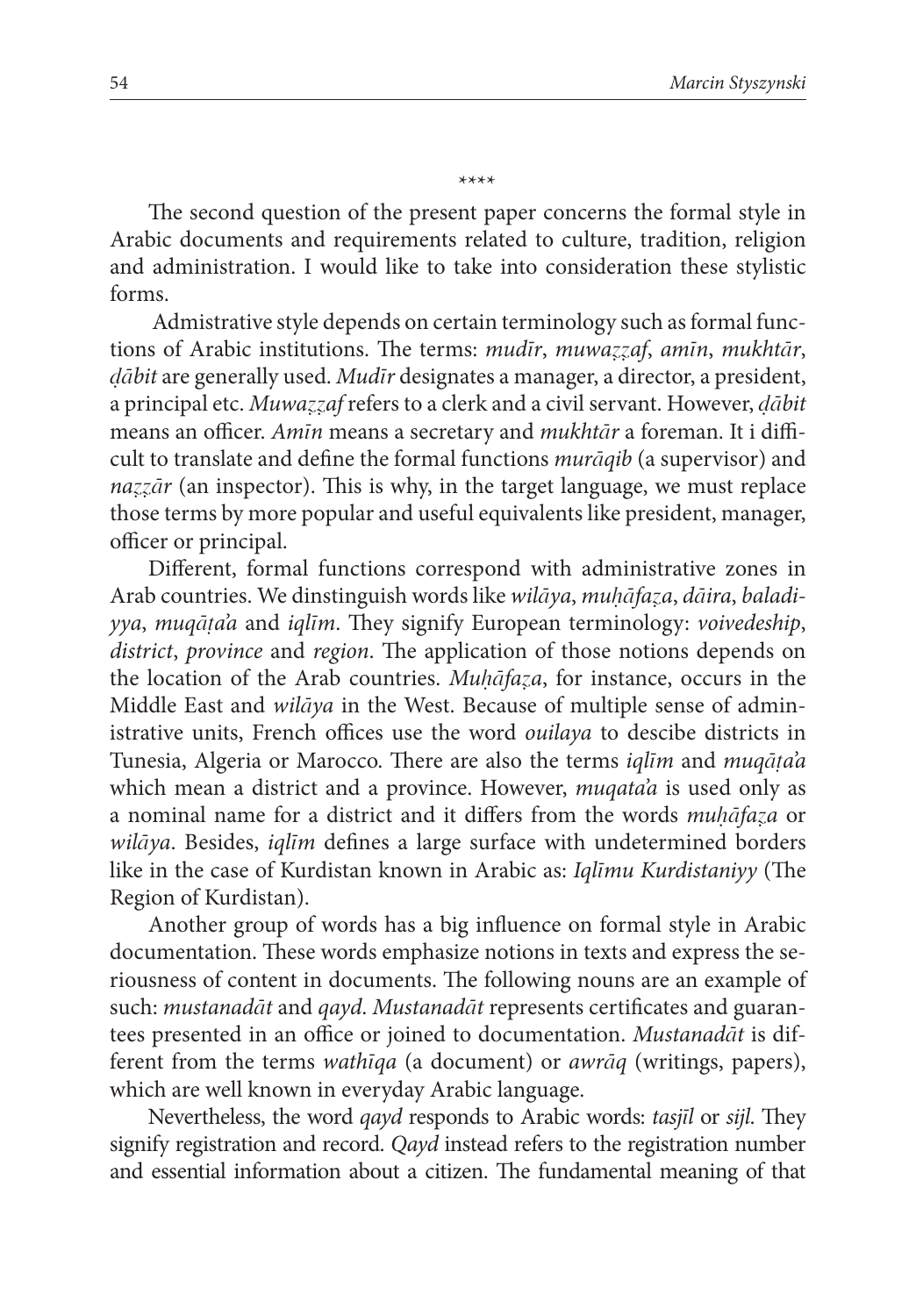\*\*\*\*

The second question of the present paper concerns the formal style in Arabic documents and requirements related to culture, tradition, religion and administration. I would like to take into consideration these stylistic forms.

Admistrative style depends on certain terminology such as formal functions of Arabic institutions. The terms: *mudīr*, *muwaẓẓaf*, *amīn*, *mukhtār*, *ḍābit* are generally used. *Mudīr* designates a manager, a director, a president, a principal etc. *Muwaẓẓaf* refers to a clerk and a civil servant. However, *ḍābit* means an officer. *Amīn* means a secretary and *mukhtār* a foreman. It i difficult to translate and define the formal functions *murāqib* (a supervisor) and *naẓẓār* (an inspector). This is why, in the target language, we must replace those terms by more popular and useful equivalents like president, manager, officer or principal.

Different, formal functions correspond with administrative zones in Arab countries. We dinstinguish words like *wilāya*, *muḥāfaẓa*, *dāira*, *baladiyya*, *muqāṭa'a* and *iqlīm*. They signify European terminology: *voivedeship*, *district*, *province* and *region*. The application of those notions depends on the location of the Arab countries. *Muḥāfaẓa*, for instance, occurs in the Middle East and *wilāya* in the West. Because of multiple sense of administrative units, French offices use the word *ouilaya* to descibe districts in Tunesia, Algeria or Marocco. There are also the terms *iqlīm* and *muqāṭa'a* which mean a district and a province. However, *muqata'a* is used only as a nominal name for a district and it differs from the words *muḥāfaẓa* or *wilāya*. Besides, *iqlīm* defines a large surface with undetermined borders like in the case of Kurdistan known in Arabic as: *Iqlīmu Kurdistaniyy* (The Region of Kurdistan).

Another group of words has a big influence on formal style in Arabic documentation. These words emphasize notions in texts and express the seriousness of content in documents. The following nouns are an example of such: *mustanadāt* and *qayd*. *Mustanadāt* represents certificates and guarantees presented in an office or joined to documentation. *Mustanadāt* is different from the terms *wathīqa* (a document) or *awrāq* (writings, papers), which are well known in everyday Arabic language.

Nevertheless, the word *qayd* responds to Arabic words: *tasjīl* or *sijl*. They signify registration and record. *Qayd* instead refers to the registration number and essential information about a citizen. The fundamental meaning of that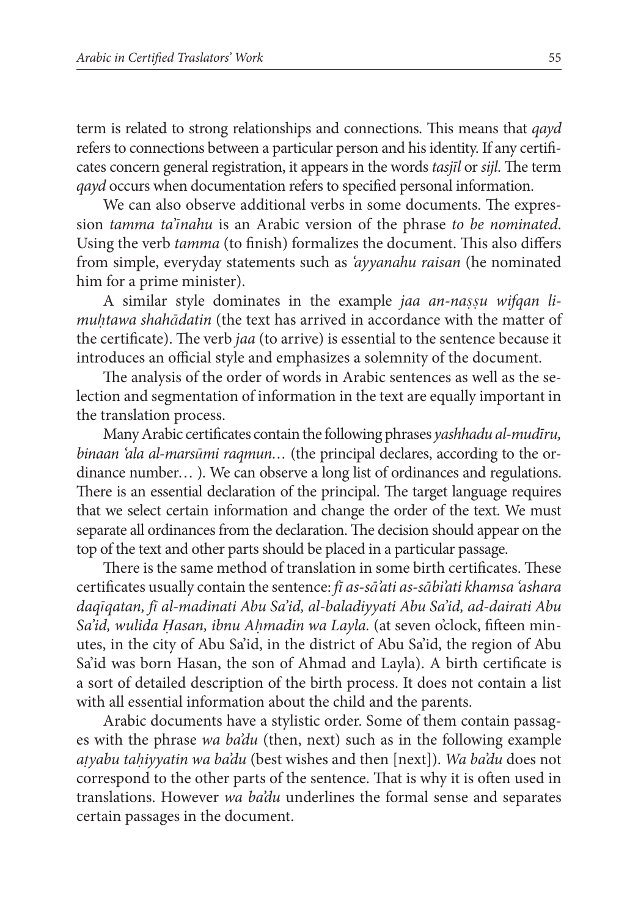term is related to strong relationships and connections. This means that *qayd* refers to connections between a particular person and his identity. If any certificates concern general registration, it appears in the words *tasjīl* or *sijl*. The term *qayd* occurs when documentation refers to specified personal information.

We can also observe additional verbs in some documents. The expression *tamma ta'īnahu* is an Arabic version of the phrase *to be nominated*. Using the verb *tamma* (to finish) formalizes the document. This also differs from simple, everyday statements such as *'ayyanahu raisan* (he nominated him for a prime minister).

A similar style dominates in the example *jaa an-naṣṣu wifqan li-muḥtawa shahādatin* (the text has arrived in accordance with the matter of the certificate). The verb *jaa* (to arrive) is essential to the sentence because it introduces an official style and emphasizes a solemnity of the document.

The analysis of the order of words in Arabic sentences as well as the selection and segmentation of information in the text are equally important in the translation process.

Many Arabic certificates contain the following phrases *yashhadu al-mudīru, binaan 'ala al-marsūmi raqmun…* (the principal declares, according to the ordinance number… ). We can observe a long list of ordinances and regulations. There is an essential declaration of the principal. The target language requires that we select certain information and change the order of the text. We must separate all ordinances from the declaration. The decision should appear on the top of the text and other parts should be placed in a particular passage.

There is the same method of translation in some birth certificates. These certificates usually contain the sentence: *fī as-sā'ati as-sābi'ati khamsa 'ashara daqīqatan, fī al-madinati Abu Sa'id, al-baladiyyati Abu Sa'id, ad-dairati Abu Sa'id, wulida Ḥasan, ibnu Aḥmadin wa Layla.* (at seven o'clock, fifteen minutes, in the city of Abu Sa'id, in the district of Abu Sa'id, the region of Abu Sa'id was born Hasan, the son of Ahmad and Layla). A birth certificate is a sort of detailed description of the birth process. It does not contain a list with all essential information about the child and the parents.

Arabic documents have a stylistic order. Some of them contain passages with the phrase *wa ba'du* (then, next) such as in the following example *aṭyabu taḥiyyatin wa ba'du* (best wishes and then [next]). *Wa ba'du* does not correspond to the other parts of the sentence. That is why it is often used in translations. However *wa ba'du* underlines the formal sense and separates certain passages in the document.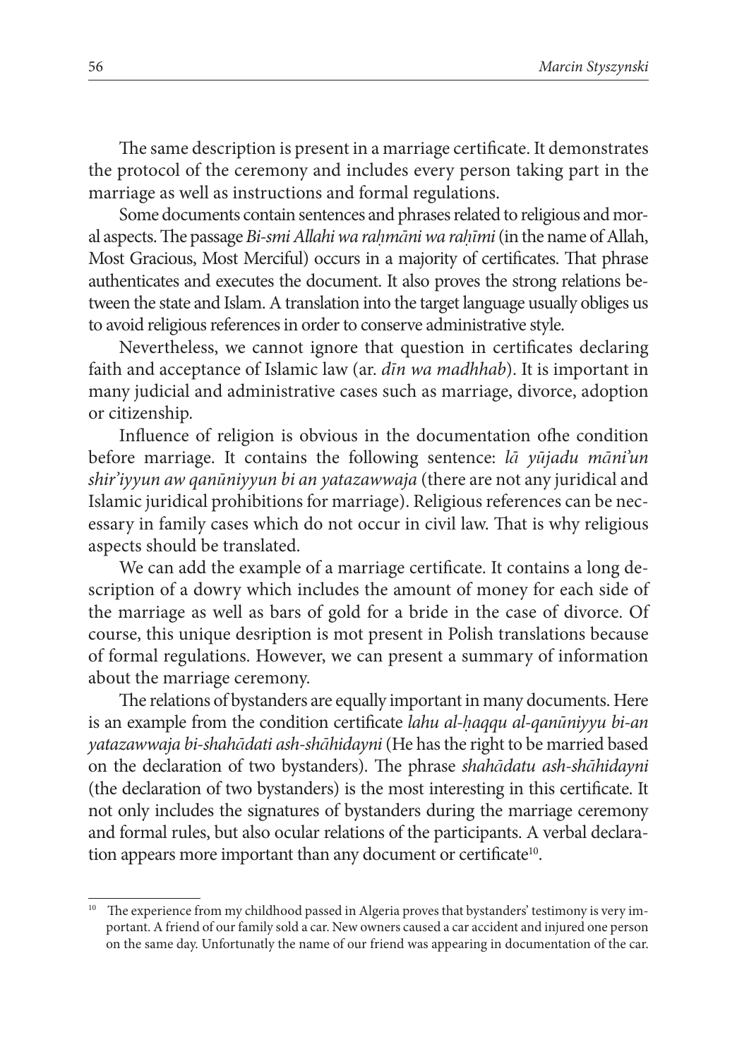The same description is present in a marriage certificate. It demonstrates the protocol of the ceremony and includes every person taking part in the marriage as well as instructions and formal regulations.

Some documents contain sentences and phrases related to religious and moral aspects. The passage *Bi-smi Allahi wa raḥmāni wa raḥīmi* (in the name of Allah, Most Gracious, Most Merciful) occurs in a majority of certificates. That phrase authenticates and executes the document. It also proves the strong relations between the state and Islam. A translation into the target language usually obliges us to avoid religious references in order to conserve administrative style.

Nevertheless, we cannot ignore that question in certificates declaring faith and acceptance of Islamic law (ar. *dīn wa madhhab*). It is important in many judicial and administrative cases such as marriage, divorce, adoption or citizenship.

Influence of religion is obvious in the documentation ofhe condition before marriage. It contains the following sentence: *lā yūjadu māni'un shir'iyyun aw qanūniyyun bi an yatazawwaja* (there are not any juridical and Islamic juridical prohibitions for marriage). Religious references can be necessary in family cases which do not occur in civil law. That is why religious aspects should be translated.

We can add the example of a marriage certificate. It contains a long description of a dowry which includes the amount of money for each side of the marriage as well as bars of gold for a bride in the case of divorce. Of course, this unique desription is mot present in Polish translations because of formal regulations. However, we can present a summary of information about the marriage ceremony.

The relations of bystanders are equally important in many documents. Here is an example from the condition certificate *lahu al-ḥaqqu al-qanūniyyu bi-an yatazawwaja bi-shahādati ash-shāhidayni* (He has the right to be married based on the declaration of two bystanders). The phrase *shahādatu ash-shāhidayni* (the declaration of two bystanders) is the most interesting in this certificate. It not only includes the signatures of bystanders during the marriage ceremony and formal rules, but also ocular relations of the participants. A verbal declaration appears more important than any document or certificate[10].

---

[10] The experience from my childhood passed in Algeria proves that bystanders' testimony is very important. A friend of our family sold a car. New owners caused a car accident and injured one person on the same day. Unfortunatly the name of our friend was appearing in documentation of the car.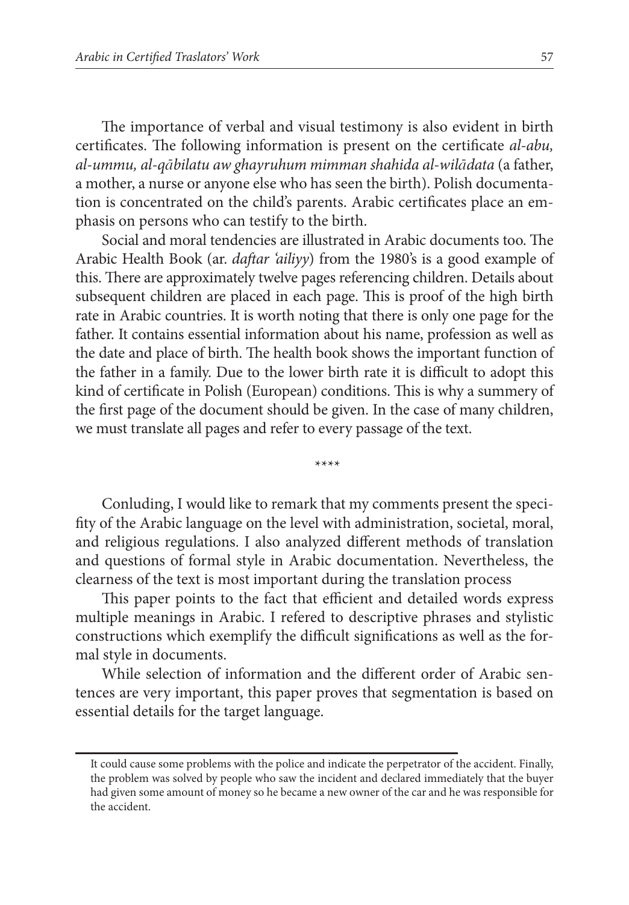The importance of verbal and visual testimony is also evident in birth certificates. The following information is present on the certificate *al-abu, al-ummu, al-qābilatu aw ghayruhum mimman shahida al-wilādata* (a father, a mother, a nurse or anyone else who has seen the birth). Polish documentation is concentrated on the child's parents. Arabic certificates place an emphasis on persons who can testify to the birth.

Social and moral tendencies are illustrated in Arabic documents too. The Arabic Health Book (ar. *daftar ʿailiyy*) from the 1980's is a good example of this. There are approximately twelve pages referencing children. Details about subsequent children are placed in each page. This is proof of the high birth rate in Arabic countries. It is worth noting that there is only one page for the father. It contains essential information about his name, profession as well as the date and place of birth. The health book shows the important function of the father in a family. Due to the lower birth rate it is difficult to adopt this kind of certificate in Polish (European) conditions. This is why a summery of the first page of the document should be given. In the case of many children, we must translate all pages and refer to every passage of the text.

****

Conluding, I would like to remark that my comments present the specifity of the Arabic language on the level with administration, societal, moral, and religious regulations. I also analyzed different methods of translation and questions of formal style in Arabic documentation. Nevertheless, the clearness of the text is most important during the translation process

This paper points to the fact that efficient and detailed words express multiple meanings in Arabic. I refered to descriptive phrases and stylistic constructions which exemplify the difficult significations as well as the formal style in documents.

While selection of information and the different order of Arabic sentences are very important, this paper proves that segmentation is based on essential details for the target language.

---

It could cause some problems with the police and indicate the perpetrator of the accident. Finally, the problem was solved by people who saw the incident and declared immediately that the buyer had given some amount of money so he became a new owner of the car and he was responsible for the accident.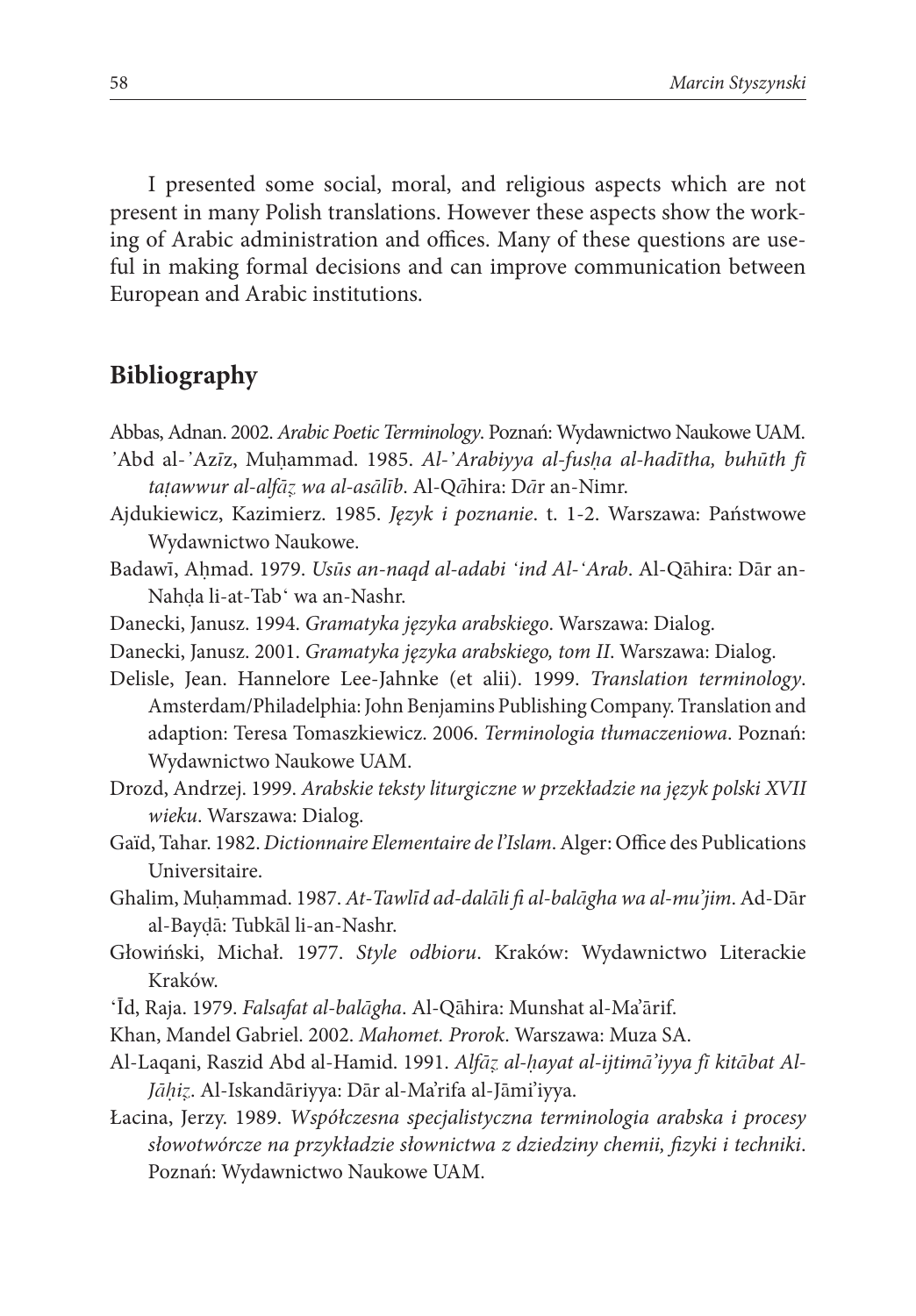I presented some social, moral, and religious aspects which are not present in many Polish translations. However these aspects show the working of Arabic administration and offices. Many of these questions are useful in making formal decisions and can improve communication between European and Arabic institutions.

## Bibliography

Abbas, Adnan. 2002. *Arabic Poetic Terminology*. Poznań: Wydawnictwo Naukowe UAM.

'Abd al-'Azīz, Muḥammad. 1985. *Al-'Arabiyya al-fusḥa al-hadītha, buhūth fī taṭawwur al-alfāẓ wa al-asālīb*. Al-Qāhira: Dār an-Nimr.

Ajdukiewicz, Kazimierz. 1985. *Język i poznanie*. t. 1-2. Warszawa: Państwowe Wydawnictwo Naukowe.

Badawī, Aḥmad. 1979. *Usūs an-naqd al-adabi 'ind Al-'Arab*. Al-Qāhira: Dār an-Nahḍa li-at-Tab' wa an-Nashr.

Danecki, Janusz. 1994. *Gramatyka języka arabskiego*. Warszawa: Dialog.

Danecki, Janusz. 2001. *Gramatyka języka arabskiego, tom II*. Warszawa: Dialog.

Delisle, Jean. Hannelore Lee-Jahnke (et alii). 1999. *Translation terminology*. Amsterdam/Philadelphia: John Benjamins Publishing Company. Translation and adaption: Teresa Tomaszkiewicz. 2006. *Terminologia tłumaczeniowa*. Poznań: Wydawnictwo Naukowe UAM.

Drozd, Andrzej. 1999. *Arabskie teksty liturgiczne w przekładzie na język polski XVII wieku*. Warszawa: Dialog.

Gaïd, Tahar. 1982. *Dictionnaire Elementaire de l'Islam*. Alger: Office des Publications Universitaire.

Ghalim, Muḥammad. 1987. *At-Tawlīd ad-dalāli fi al-balāgha wa al-mu'jim*. Ad-Dār al-Bayḍā: Tubkāl li-an-Nashr.

Głowiński, Michał. 1977. *Style odbioru*. Kraków: Wydawnictwo Literackie Kraków.

'Īd, Raja. 1979. *Falsafat al-balāgha*. Al-Qāhira: Munshat al-Ma'ārif.

Khan, Mandel Gabriel. 2002. *Mahomet. Prorok*. Warszawa: Muza SA.

Al-Laqani, Raszid Abd al-Hamid. 1991. *Alfāẓ al-ḥayat al-ijtimā'iyya fī kitābat Al-Jāḥiẓ*. Al-Iskandāriyya: Dār al-Ma'rifa al-Jāmi'iyya.

Łacina, Jerzy. 1989. *Współczesna specjalistyczna terminologia arabska i procesy słowotwórcze na przykładzie słownictwa z dziedziny chemii, fizyki i techniki*. Poznań: Wydawnictwo Naukowe UAM.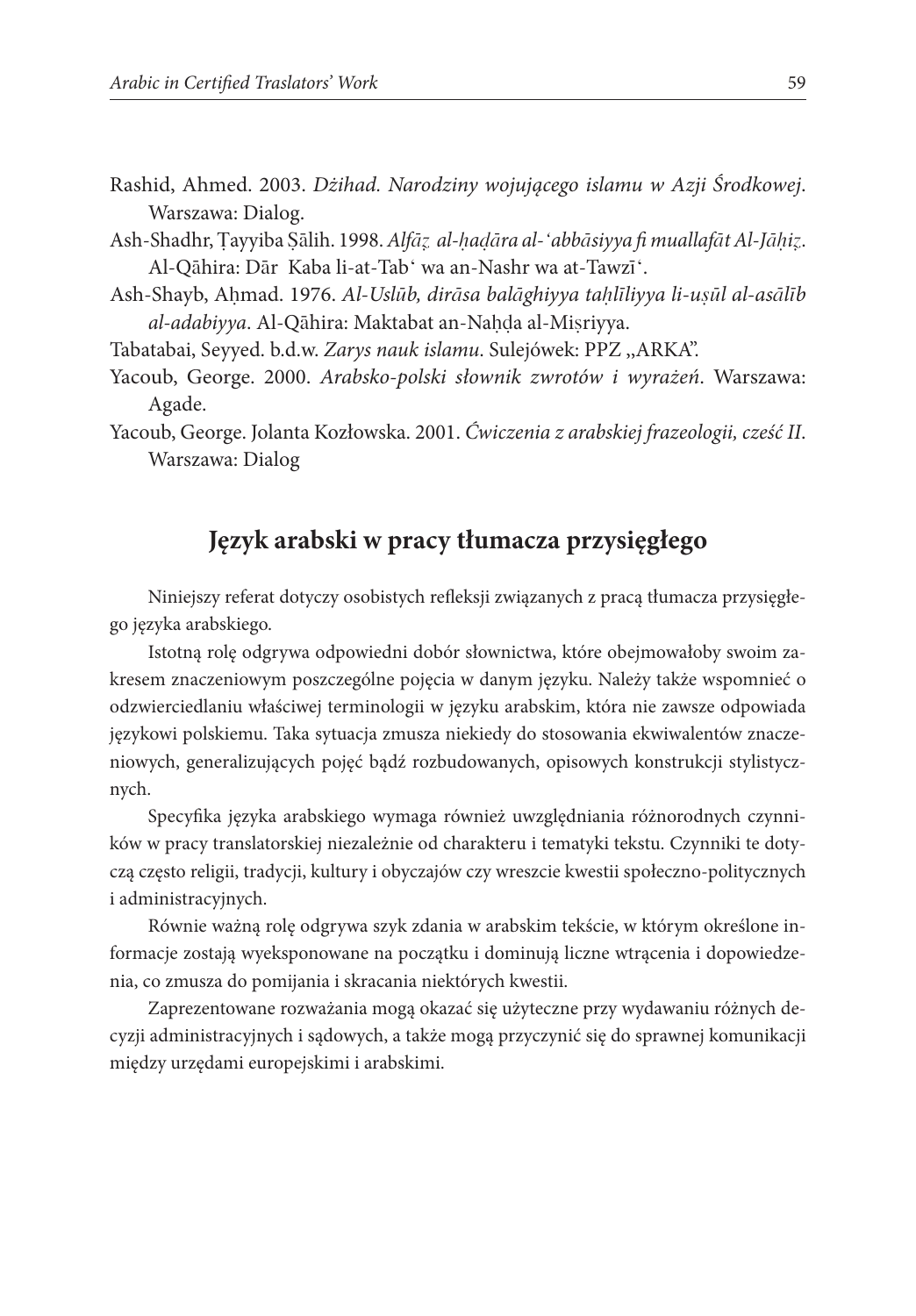Rashid, Ahmed. 2003. *Dżihad. Narodziny wojującego islamu w Azji Środkowej*. Warszawa: Dialog.

Ash-Shadhr, Ṭayyiba Ṣālih. 1998. *Alfāẓ al-ḥaḍāra al-ʻabbāsiyya fi muallafāt Al-Jāḥiẓ*. Al-Qāhira: Dār Kaba li-at-Tabʻ wa an-Nashr wa at-Tawzīʻ.

Ash-Shayb, Aḥmad. 1976. *Al-Uslūb, dirāsa balāghiyya taḥlīliyya li-uṣūl al-asālīb al-adabiyya*. Al-Qāhira: Maktabat an-Naḥḍa al-Miṣriyya.

Tabatabai, Seyyed. b.d.w. *Zarys nauk islamu*. Sulejówek: PPZ „ARKA".

Yacoub, George. 2000. *Arabsko-polski słownik zwrotów i wyrażeń*. Warszawa: Agade.

Yacoub, George. Jolanta Kozłowska. 2001. *Ćwiczenia z arabskiej frazeologii, cześć II*. Warszawa: Dialog

## Język arabski w pracy tłumacza przysięgłego

Niniejszy referat dotyczy osobistych refleksji związanych z pracą tłumacza przysięgłego języka arabskiego.

Istotną rolę odgrywa odpowiedni dobór słownictwa, które obejmowałoby swoim zakresem znaczeniowym poszczególne pojęcia w danym języku. Należy także wspomnieć o odzwierciedlaniu właściwej terminologii w języku arabskim, która nie zawsze odpowiada językowi polskiemu. Taka sytuacja zmusza niekiedy do stosowania ekwiwalentów znaczeniowych, generalizujących pojęć bądź rozbudowanych, opisowych konstrukcji stylistycznych.

Specyfika języka arabskiego wymaga również uwzględniania różnorodnych czynników w pracy translatorskiej niezależnie od charakteru i tematyki tekstu. Czynniki te dotyczą często religii, tradycji, kultury i obyczajów czy wreszcie kwestii społeczno-politycznych i administracyjnych.

Równie ważną rolę odgrywa szyk zdania w arabskim tekście, w którym określone informacje zostają wyeksponowane na początku i dominują liczne wtrącenia i dopowiedzenia, co zmusza do pomijania i skracania niektórych kwestii.

Zaprezentowane rozważania mogą okazać się użyteczne przy wydawaniu różnych decyzji administracyjnych i sądowych, a także mogą przyczynić się do sprawnej komunikacji między urzędami europejskimi i arabskimi.